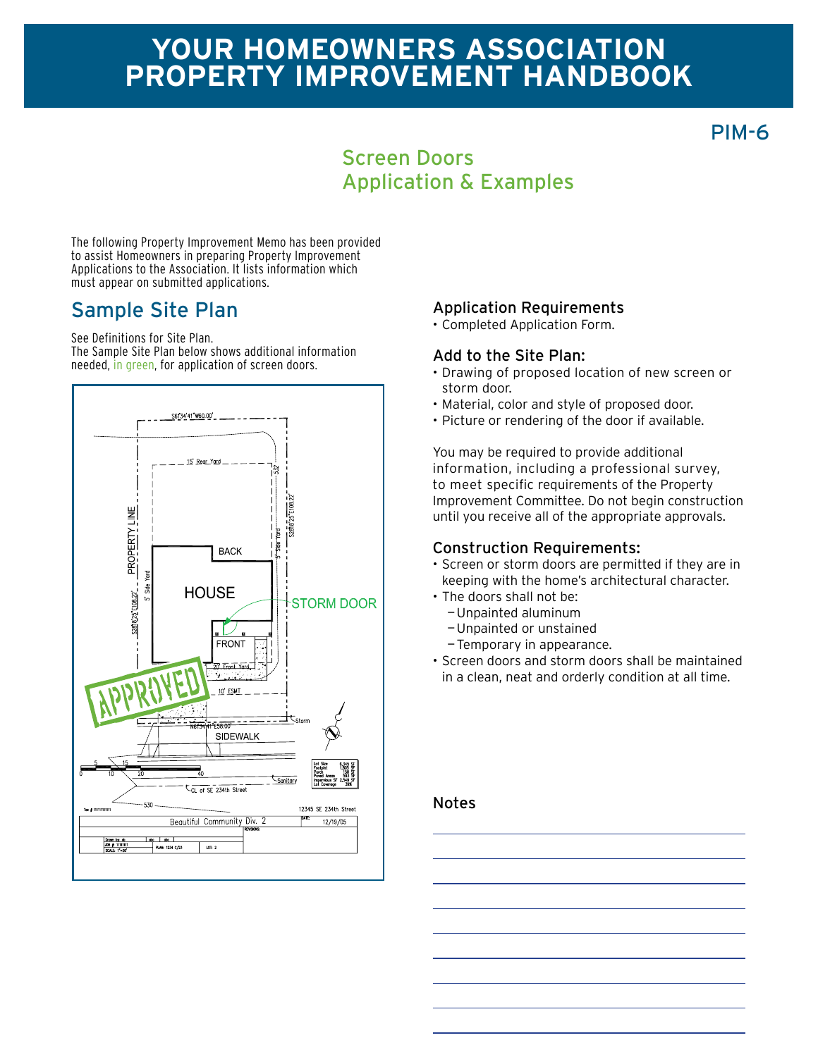# YOUR HOMEOWNERS ASSOCIATION PROPERTY IMPROVEMENT HANDBOOK

PIM-6

## Screen Doors Application & Examples

The following Property Improvement Memo has been provided to assist Homeowners in preparing Property Improvement Applications to the Association. It lists information which must appear on submitted applications.

## Sample Site Plan

See Definitions for Site Plan.
The Sample Site Plan below shows additional information needed, in green, for application of screen doors.

### Application Requirements

- Completed Application Form.

### Add to the Site Plan:

- Drawing of proposed location of new screen or storm door.
- Material, color and style of proposed door.
- Picture or rendering of the door if available.

You may be required to provide additional information, including a professional survey, to meet specific requirements of the Property Improvement Committee. Do not begin construction until you receive all of the appropriate approvals.

### Construction Requirements:

- Screen or storm doors are permitted if they are in keeping with the home's architectural character.
- The doors shall not be:
  - Unpainted aluminum
  - Unpainted or unstained
  - Temporary in appearance.
- Screen doors and storm doors shall be maintained in a clean, neat and orderly condition at all time.

### Notes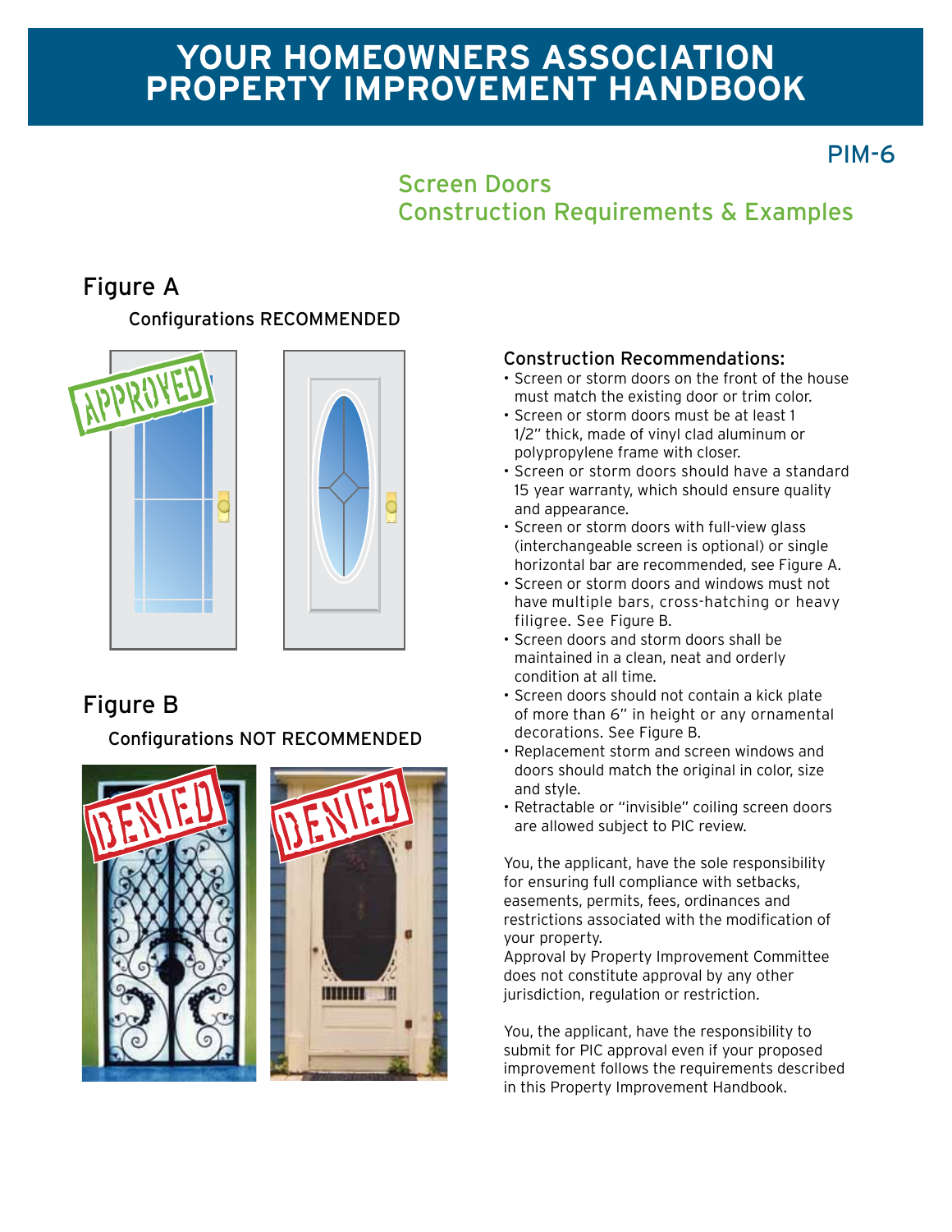# YOUR HOMEOWNERS ASSOCIATION PROPERTY IMPROVEMENT HANDBOOK

PIM-6

## Screen Doors
## Construction Requirements & Examples

### Figure A

Configurations RECOMMENDED

APPROVED

### Figure B

Configurations NOT RECOMMENDED

DENIED

DENIED

### Construction Recommendations:

- Screen or storm doors on the front of the house must match the existing door or trim color.
- Screen or storm doors must be at least 1 1/2" thick, made of vinyl clad aluminum or polypropylene frame with closer.
- Screen or storm doors should have a standard 15 year warranty, which should ensure quality and appearance.
- Screen or storm doors with full-view glass (interchangeable screen is optional) or single horizontal bar are recommended, see Figure A.
- Screen or storm doors and windows must not have multiple bars, cross-hatching or heavy filigree. See Figure B.
- Screen doors and storm doors shall be maintained in a clean, neat and orderly condition at all time.
- Screen doors should not contain a kick plate of more than 6" in height or any ornamental decorations. See Figure B.
- Replacement storm and screen windows and doors should match the original in color, size and style.
- Retractable or "invisible" coiling screen doors are allowed subject to PIC review.

You, the applicant, have the sole responsibility for ensuring full compliance with setbacks, easements, permits, fees, ordinances and restrictions associated with the modification of your property.
Approval by Property Improvement Committee does not constitute approval by any other jurisdiction, regulation or restriction.

You, the applicant, have the responsibility to submit for PIC approval even if your proposed improvement follows the requirements described in this Property Improvement Handbook.